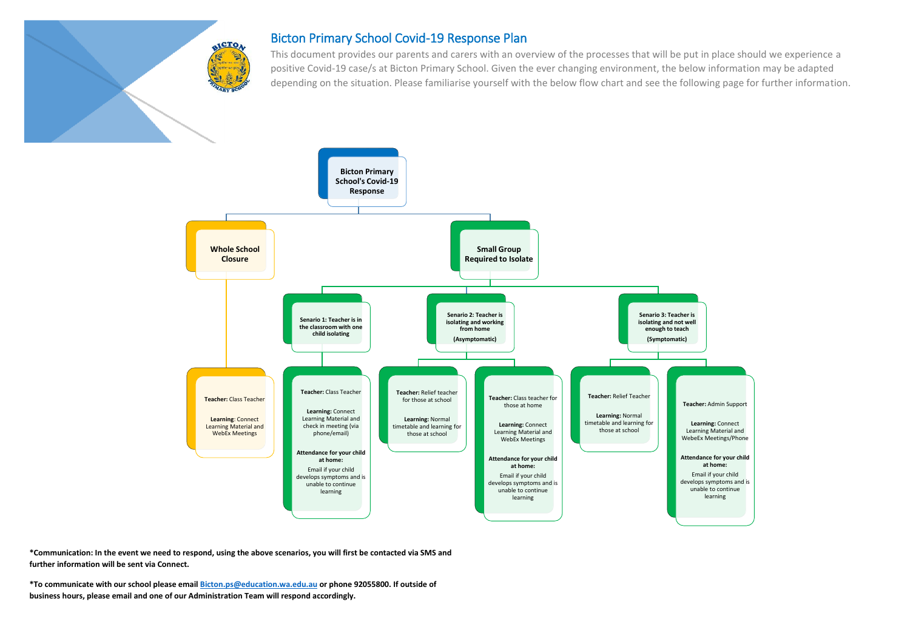# Bicton Primary School Covid-19 Response Plan

This document provides our parents and carers with an overview of the processes that will be put in place should we experience a positive Covid-19 case/s at Bicton Primary School. Given the ever changing environment, the below information may be adapted depending on the situation. Please familiarise yourself with the below flow chart and see the following page for further information.

## Bicton Primary School's Covid-19 Response

### Whole School Closure

**Teacher:** Class Teacher

**Learning**: Connect Learning Material and WebEx Meetings

### Small Group Required to Isolate

#### Senario 1: Teacher is in the classroom with one child isolating

**Teacher:** Class Teacher

**Learning:** Connect Learning Material and check in meeting (via phone/email)

**Attendance for your child at home:**

Email if your child develops symptoms and is unable to continue learning

#### Senario 2: Teacher is isolating and working from home (Asymptomatic)

**Teacher:** Relief teacher for those at school

**Learning:** Normal timetable and learning for those at school

**Teacher:** Class teacher for those at home

**Learning:** Connect Learning Material and WebEx Meetings

**Attendance for your child at home:**

Email if your child develops symptoms and is unable to continue learning

#### Senario 3: Teacher is isolating and not well enough to teach (Symptomatic)

**Teacher:** Relief Teacher

**Learning:** Normal timetable and learning for those at school

**Teacher:** Admin Support

**Learning:** Connect Learning Material and WebeEx Meetings/Phone

**Attendance for your child at home:**

Email if your child develops symptoms and is unable to continue learning

**\*Communication: In the event we need to respond, using the above scenarios, you will first be contacted via SMS and further information will be sent via Connect.**

**\*To communicate with our school please email [Bicton.ps@education.wa.edu.au](mailto:Bicton.ps@education.wa.edu.au) or phone 92055800. If outside of business hours, please email and one of our Administration Team will respond accordingly.**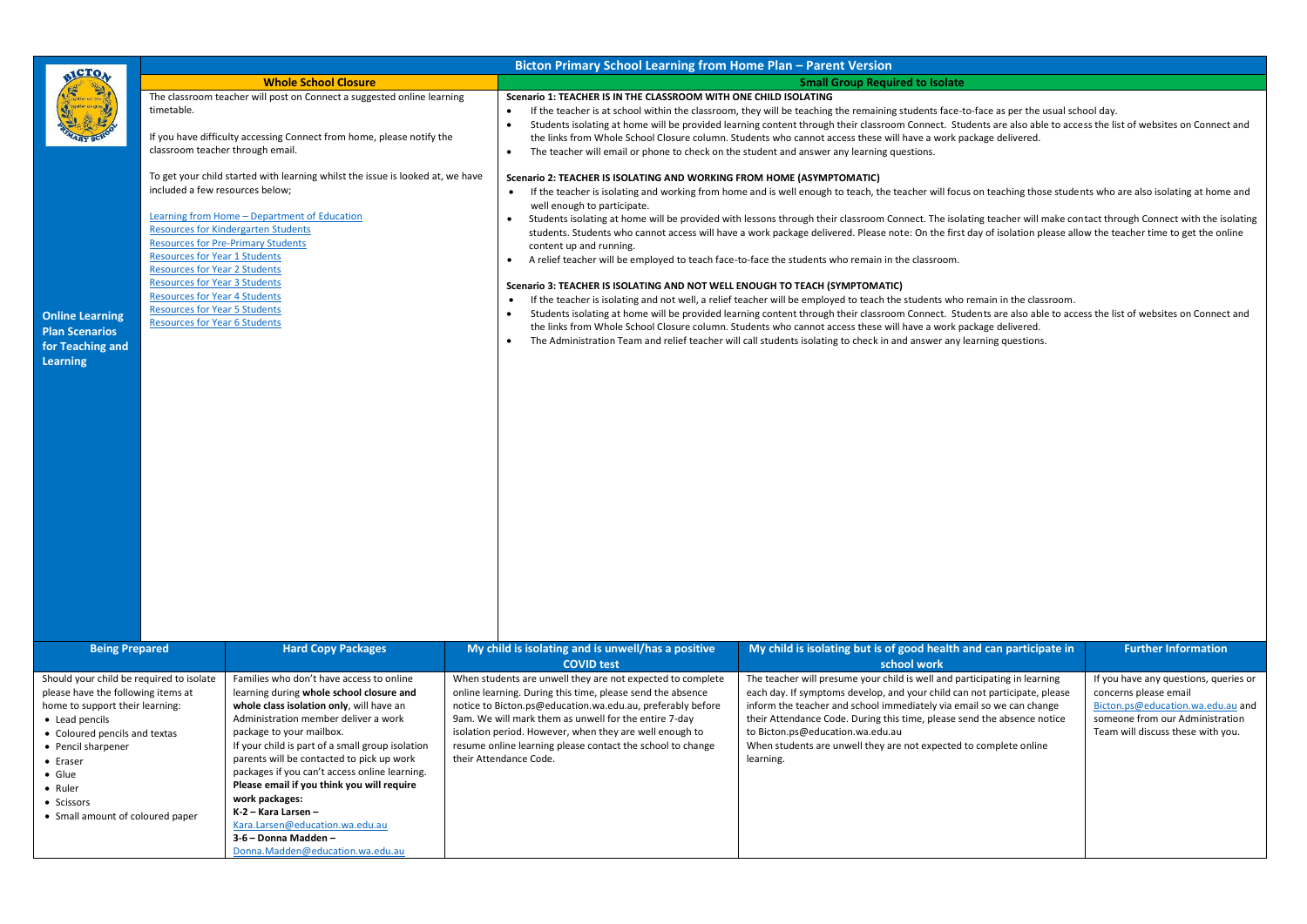# Bicton Primary School Learning from Home Plan – Parent Version

**Online Learning Plan Scenarios for Teaching and Learning**

## Whole School Closure

The classroom teacher will post on Connect a suggested online learning timetable.

If you have difficulty accessing Connect from home, please notify the classroom teacher through email.

To get your child started with learning whilst the issue is looked at, we have included a few resources below;

Learning from Home – Department of Education
Resources for Kindergarten Students
Resources for Pre-Primary Students
Resources for Year 1 Students
Resources for Year 2 Students
Resources for Year 3 Students
Resources for Year 4 Students
Resources for Year 5 Students
Resources for Year 6 Students

## Small Group Required to Isolate

**Scenario 1: TEACHER IS IN THE CLASSROOM WITH ONE CHILD ISOLATING**

- If the teacher is at school within the classroom, they will be teaching the remaining students face-to-face as per the usual school day.
- Students isolating at home will be provided learning content through their classroom Connect. Students are also able to access the list of websites on Connect and the links from Whole School Closure column. Students who cannot access these will have a work package delivered.
- The teacher will email or phone to check on the student and answer any learning questions.

**Scenario 2: TEACHER IS ISOLATING AND WORKING FROM HOME (ASYMPTOMATIC)**

- If the teacher is isolating and working from home and is well enough to teach, the teacher will focus on teaching those students who are also isolating at home and well enough to participate.
- Students isolating at home will be provided with lessons through their classroom Connect. The isolating teacher will make contact through Connect with the isolating students. Students who cannot access will have a work package delivered. Please note: On the first day of isolation please allow the teacher time to get the online content up and running.
- A relief teacher will be employed to teach face-to-face the students who remain in the classroom.

**Scenario 3: TEACHER IS ISOLATING AND NOT WELL ENOUGH TO TEACH (SYMPTOMATIC)**

- If the teacher is isolating and not well, a relief teacher will be employed to teach the students who remain in the classroom.
- Students isolating at home will be provided learning content through their classroom Connect. Students are also able to access the list of websites on Connect and the links from Whole School Closure column. Students who cannot access these will have a work package delivered.
- The Administration Team and relief teacher will call students isolating to check in and answer any learning questions.

## Being Prepared

Should your child be required to isolate please have the following items at home to support their learning:

- Lead pencils
- Coloured pencils and textas
- Pencil sharpener
- Eraser
- Glue
- Ruler
- Scissors
- Small amount of coloured paper

## Hard Copy Packages

Families who don't have access to online learning during **whole school closure and whole class isolation only**, will have an Administration member deliver a work package to your mailbox.

If your child is part of a small group isolation parents will be contacted to pick up work packages if you can't access online learning.

**Please email if you think you will require work packages:**

**K-2 – Kara Larsen –** Kara.Larsen@education.wa.edu.au

**3-6 – Donna Madden –** Donna.Madden@education.wa.edu.au

## My child is isolating and is unwell/has a positive COVID test

When students are unwell they are not expected to complete online learning. During this time, please send the absence notice to Bicton.ps@education.wa.edu.au, preferably before 9am. We will mark them as unwell for the entire 7-day isolation period. However, when they are well enough to resume online learning please contact the school to change their Attendance Code.

## My child is isolating but is of good health and can participate in school work

The teacher will presume your child is well and participating in learning each day. If symptoms develop, and your child can not participate, please inform the teacher and school immediately via email so we can change their Attendance Code. During this time, please send the absence notice to Bicton.ps@education.wa.edu.au

When students are unwell they are not expected to complete online learning.

## Further Information

If you have any questions, queries or concerns please email Bicton.ps@education.wa.edu.au and someone from our Administration Team will discuss these with you.